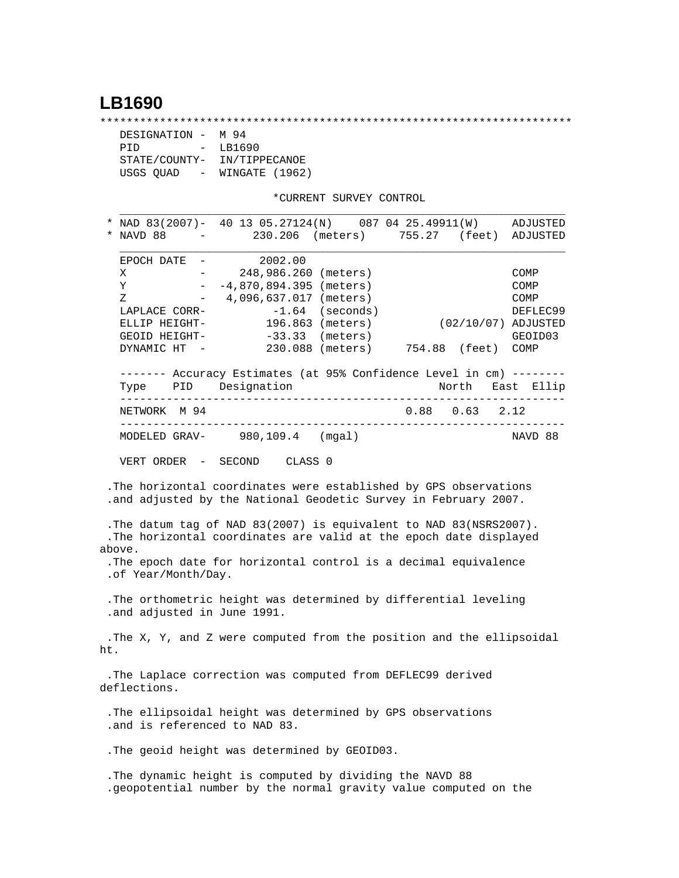## LB1690

```
**********************************************************************
   DESIGNATION -  M 94
   PID         -  LB1690
   STATE/COUNTY-  IN/TIPPECANOE
   USGS QUAD   -  WINGATE (1962)

                         *CURRENT SURVEY CONTROL
   ___________________________________________________________________
 * NAD 83(2007)-  40 13 05.27124(N)    087 04 25.49911(W)     ADJUSTED
 * NAVD 88     -       230.206  (meters)     755.27   (feet)  ADJUSTED
   ___________________________________________________________________
   EPOCH DATE  -        2002.00
   X           -     248,986.260 (meters)                     COMP
   Y           -  -4,870,894.395 (meters)                     COMP
   Z           -   4,096,637.017 (meters)                     COMP
   LAPLACE CORR-          -1.64  (seconds)                    DEFLEC99
   ELLIP HEIGHT-         196.863 (meters)         (02/10/07)  ADJUSTED
   GEOID HEIGHT-         -33.33  (meters)                     GEOID03
   DYNAMIC HT  -         230.088 (meters)     754.88  (feet)  COMP

   ------- Accuracy Estimates (at 95% Confidence Level in cm) --------
   Type    PID    Designation                      North   East  Ellip
   -------------------------------------------------------------------
   NETWORK  M 94                                 0.88   0.63   2.12
   -------------------------------------------------------------------
   MODELED GRAV-     980,109.4   (mgal)                       NAVD 88

   VERT ORDER  -  SECOND    CLASS 0

 .The horizontal coordinates were established by GPS observations
 .and adjusted by the National Geodetic Survey in February 2007.

 .The datum tag of NAD 83(2007) is equivalent to NAD 83(NSRS2007).
 .The horizontal coordinates are valid at the epoch date displayed
above.
 .The epoch date for horizontal control is a decimal equivalence
 .of Year/Month/Day.

 .The orthometric height was determined by differential leveling
 .and adjusted in June 1991.

 .The X, Y, and Z were computed from the position and the ellipsoidal
ht.

 .The Laplace correction was computed from DEFLEC99 derived
deflections.

 .The ellipsoidal height was determined by GPS observations
 .and is referenced to NAD 83.

 .The geoid height was determined by GEOID03.

 .The dynamic height is computed by dividing the NAVD 88
 .geopotential number by the normal gravity value computed on the
```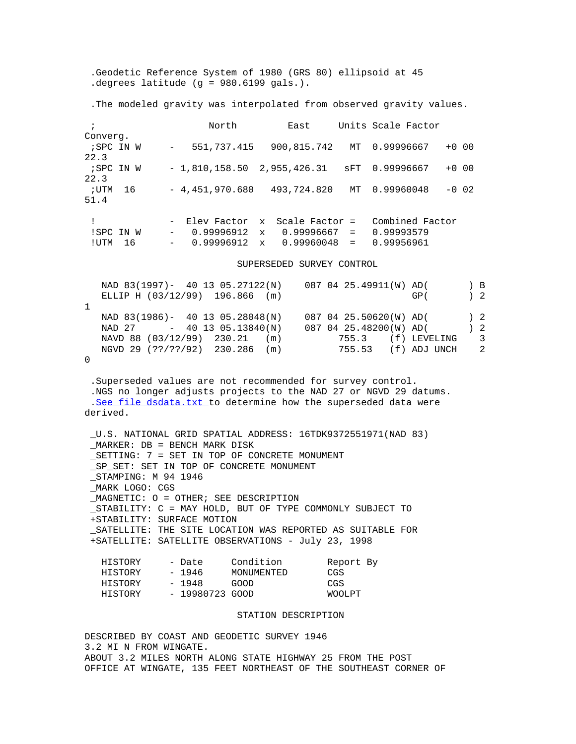.Geodetic Reference System of 1980 (GRS 80) ellipsoid at 45
.degrees latitude (g = 980.6199 gals.).

.The modeled gravity was interpolated from observed gravity values.

```
 ;                    North         East     Units Scale Factor  Converg.
 ;SPC IN W     -   551,737.415   900,815.742   MT  0.99996667   +0 00 22.3
 ;SPC IN W     - 1,810,158.50  2,955,426.31   sFT  0.99996667   +0 00 22.3
 ;UTM  16      - 4,451,970.680   493,724.820   MT  0.99960048   -0 02 51.4

 !             -  Elev Factor  x  Scale Factor =   Combined Factor
 !SPC IN W     -   0.99996912  x   0.99996667  =   0.99993579
 !UTM  16      -   0.99996912  x   0.99960048  =   0.99956961
```

SUPERSEDED SURVEY CONTROL

```
  NAD 83(1997)-  40 13 05.27122(N)    087 04 25.49911(W) AD(       ) B
  ELLIP H (03/12/99)  196.866  (m)                       GP(       ) 2 1
  NAD 83(1986)-  40 13 05.28048(N)    087 04 25.50620(W) AD(       ) 2
  NAD 27      -  40 13 05.13840(N)    087 04 25.48200(W) AD(       ) 2
  NAVD 88 (03/12/99)  230.21   (m)          755.3     (f) LEVELING    3
  NGVD 29 (??/??/92)  230.286  (m)          755.53    (f) ADJ UNCH    2 0
```

.Superseded values are not recommended for survey control.
.NGS no longer adjusts projects to the NAD 27 or NGVD 29 datums.
.See file dsdata.txt to determine how the superseded data were derived.

```
 _U.S. NATIONAL GRID SPATIAL ADDRESS: 16TDK9372551971(NAD 83)
 _MARKER: DB = BENCH MARK DISK
 _SETTING: 7 = SET IN TOP OF CONCRETE MONUMENT
 _SP_SET: SET IN TOP OF CONCRETE MONUMENT
 _STAMPING: M 94 1946
 _MARK LOGO: CGS
 _MAGNETIC: O = OTHER; SEE DESCRIPTION
 _STABILITY: C = MAY HOLD, BUT OF TYPE COMMONLY SUBJECT TO
 +STABILITY: SURFACE MOTION
 _SATELLITE: THE SITE LOCATION WAS REPORTED AS SUITABLE FOR
 +SATELLITE: SATELLITE OBSERVATIONS - July 23, 1998
```

| HISTORY | - Date | Condition | Report By |
|---|---|---|---|
| HISTORY | - 1946 | MONUMENTED | CGS |
| HISTORY | - 1948 | GOOD | CGS |
| HISTORY | - 19980723 | GOOD | WOOLPT |

STATION DESCRIPTION

DESCRIBED BY COAST AND GEODETIC SURVEY 1946
3.2 MI N FROM WINGATE.
ABOUT 3.2 MILES NORTH ALONG STATE HIGHWAY 25 FROM THE POST
OFFICE AT WINGATE, 135 FEET NORTHEAST OF THE SOUTHEAST CORNER OF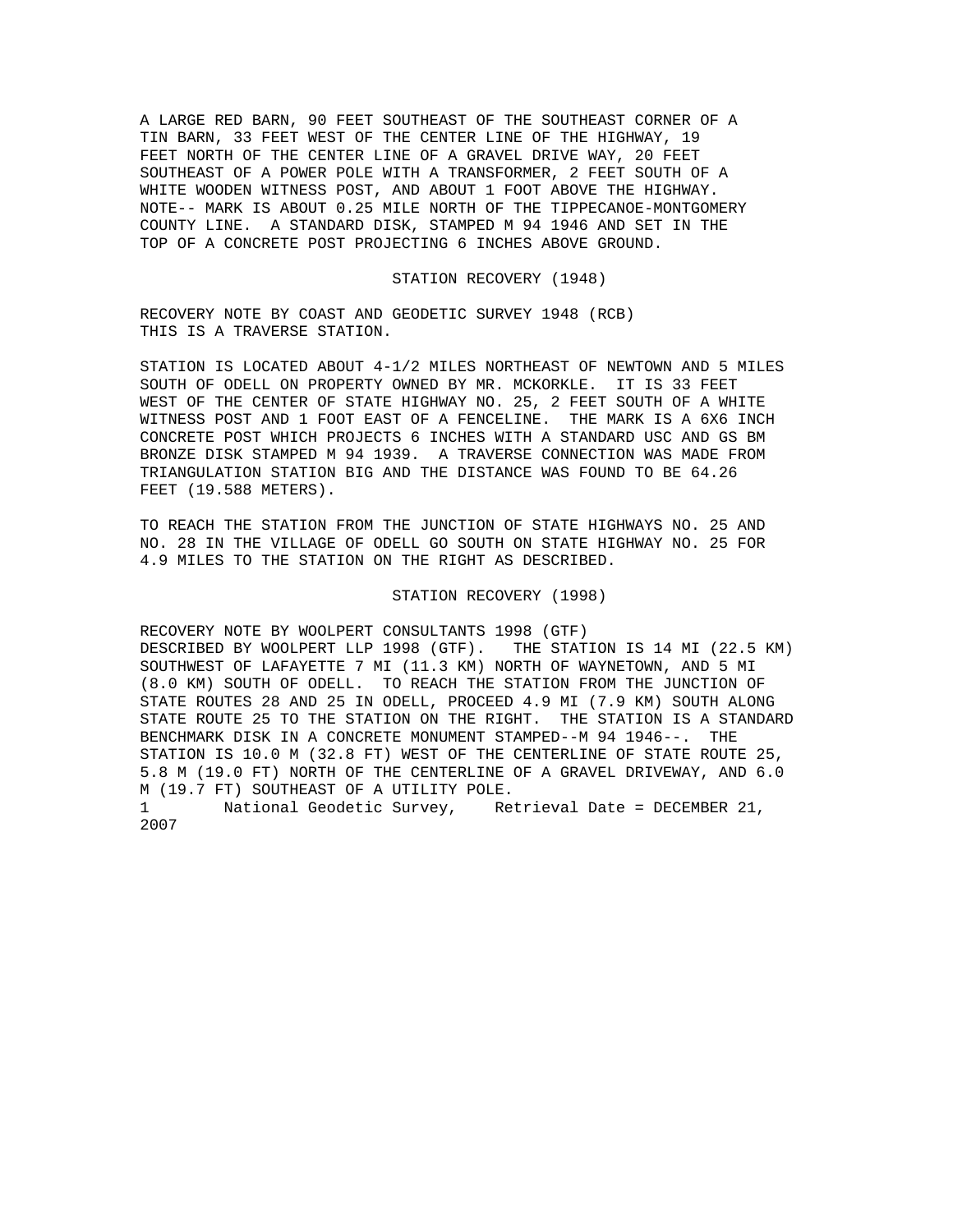A LARGE RED BARN, 90 FEET SOUTHEAST OF THE SOUTHEAST CORNER OF A TIN BARN, 33 FEET WEST OF THE CENTER LINE OF THE HIGHWAY, 19 FEET NORTH OF THE CENTER LINE OF A GRAVEL DRIVE WAY, 20 FEET SOUTHEAST OF A POWER POLE WITH A TRANSFORMER, 2 FEET SOUTH OF A WHITE WOODEN WITNESS POST, AND ABOUT 1 FOOT ABOVE THE HIGHWAY. NOTE-- MARK IS ABOUT 0.25 MILE NORTH OF THE TIPPECANOE-MONTGOMERY COUNTY LINE. A STANDARD DISK, STAMPED M 94 1946 AND SET IN THE TOP OF A CONCRETE POST PROJECTING 6 INCHES ABOVE GROUND.

STATION RECOVERY (1948)

RECOVERY NOTE BY COAST AND GEODETIC SURVEY 1948 (RCB)
THIS IS A TRAVERSE STATION.

STATION IS LOCATED ABOUT 4-1/2 MILES NORTHEAST OF NEWTOWN AND 5 MILES SOUTH OF ODELL ON PROPERTY OWNED BY MR. MCKORKLE. IT IS 33 FEET WEST OF THE CENTER OF STATE HIGHWAY NO. 25, 2 FEET SOUTH OF A WHITE WITNESS POST AND 1 FOOT EAST OF A FENCELINE. THE MARK IS A 6X6 INCH CONCRETE POST WHICH PROJECTS 6 INCHES WITH A STANDARD USC AND GS BM BRONZE DISK STAMPED M 94 1939. A TRAVERSE CONNECTION WAS MADE FROM TRIANGULATION STATION BIG AND THE DISTANCE WAS FOUND TO BE 64.26 FEET (19.588 METERS).

TO REACH THE STATION FROM THE JUNCTION OF STATE HIGHWAYS NO. 25 AND NO. 28 IN THE VILLAGE OF ODELL GO SOUTH ON STATE HIGHWAY NO. 25 FOR 4.9 MILES TO THE STATION ON THE RIGHT AS DESCRIBED.

STATION RECOVERY (1998)

RECOVERY NOTE BY WOOLPERT CONSULTANTS 1998 (GTF)
DESCRIBED BY WOOLPERT LLP 1998 (GTF). THE STATION IS 14 MI (22.5 KM) SOUTHWEST OF LAFAYETTE 7 MI (11.3 KM) NORTH OF WAYNETOWN, AND 5 MI (8.0 KM) SOUTH OF ODELL. TO REACH THE STATION FROM THE JUNCTION OF STATE ROUTES 28 AND 25 IN ODELL, PROCEED 4.9 MI (7.9 KM) SOUTH ALONG STATE ROUTE 25 TO THE STATION ON THE RIGHT. THE STATION IS A STANDARD BENCHMARK DISK IN A CONCRETE MONUMENT STAMPED--M 94 1946--. THE STATION IS 10.0 M (32.8 FT) WEST OF THE CENTERLINE OF STATE ROUTE 25, 5.8 M (19.0 FT) NORTH OF THE CENTERLINE OF A GRAVEL DRIVEWAY, AND 6.0 M (19.7 FT) SOUTHEAST OF A UTILITY POLE.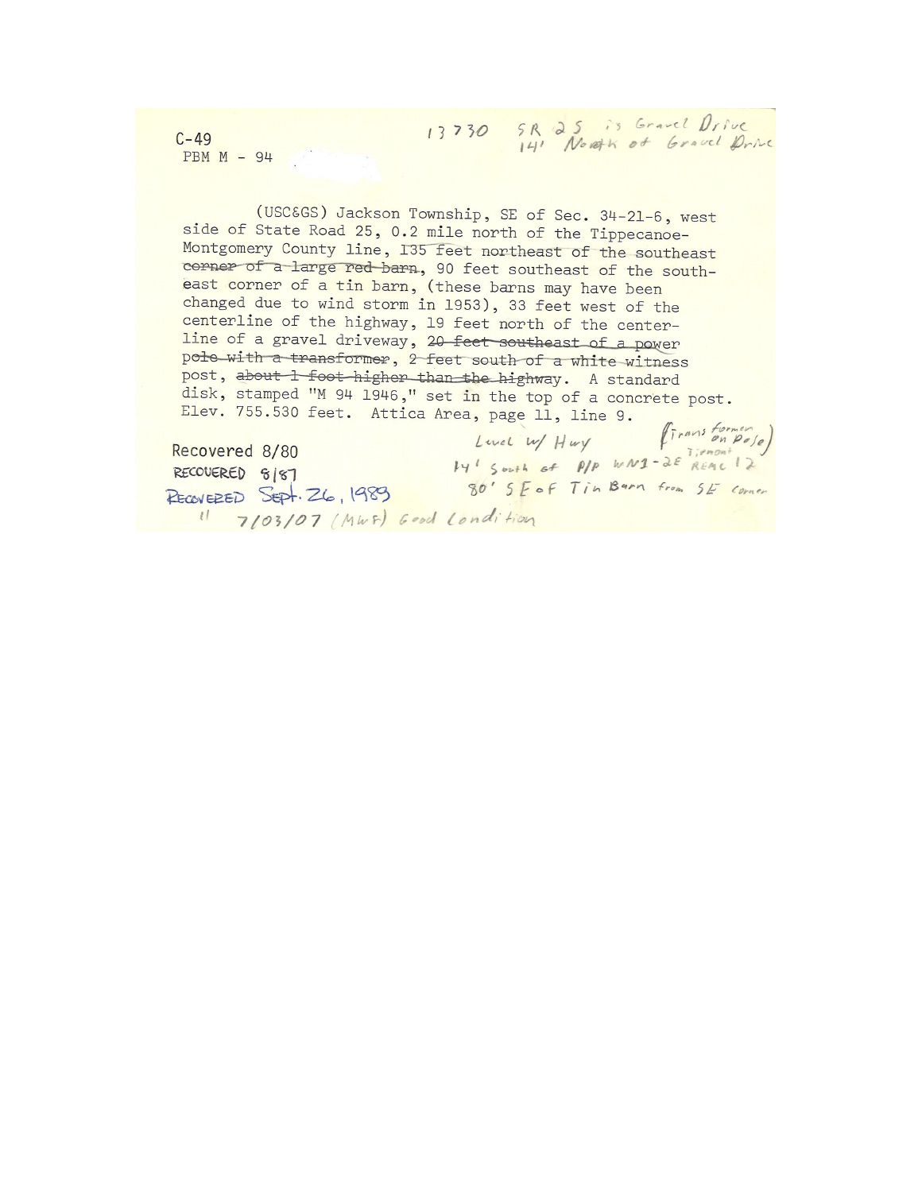C-49 13730 SR 25 is Gravel Drive
PBM M - 94 14' North of Gravel Drive

(USC&GS) Jackson Township, SE of Sec. 34-21-6, west side of State Road 25, 0.2 mile north of the Tippecanoe-Montgomery County line, ~~135 feet northeast of the southeast corner of a large red barn~~, 90 feet southeast of the southeast corner of a tin barn, (these barns may have been changed due to wind storm in 1953), 33 feet west of the centerline of the highway, 19 feet north of the centerline of a gravel driveway, ~~20 feet southeast of a power pole with a transformer~~, ~~2 feet south of a white witness~~ post, ~~about 1 foot higher than the highway~~. A standard disk, stamped "M 94 1946," set in the top of a concrete post. Elev. 755.530 feet. Attica Area, page 11, line 9.

Level w/ Hwy (Transformer on Pole)

Recovered 8/80 14' South of P/P WN1-2E Tipmont REMC 12

RECOVERED 8/87 80' SE of Tin Barn from SE Corner

RECOVERED Sept. 26, 1989

" 7/03/07 (MWF) Good Condition